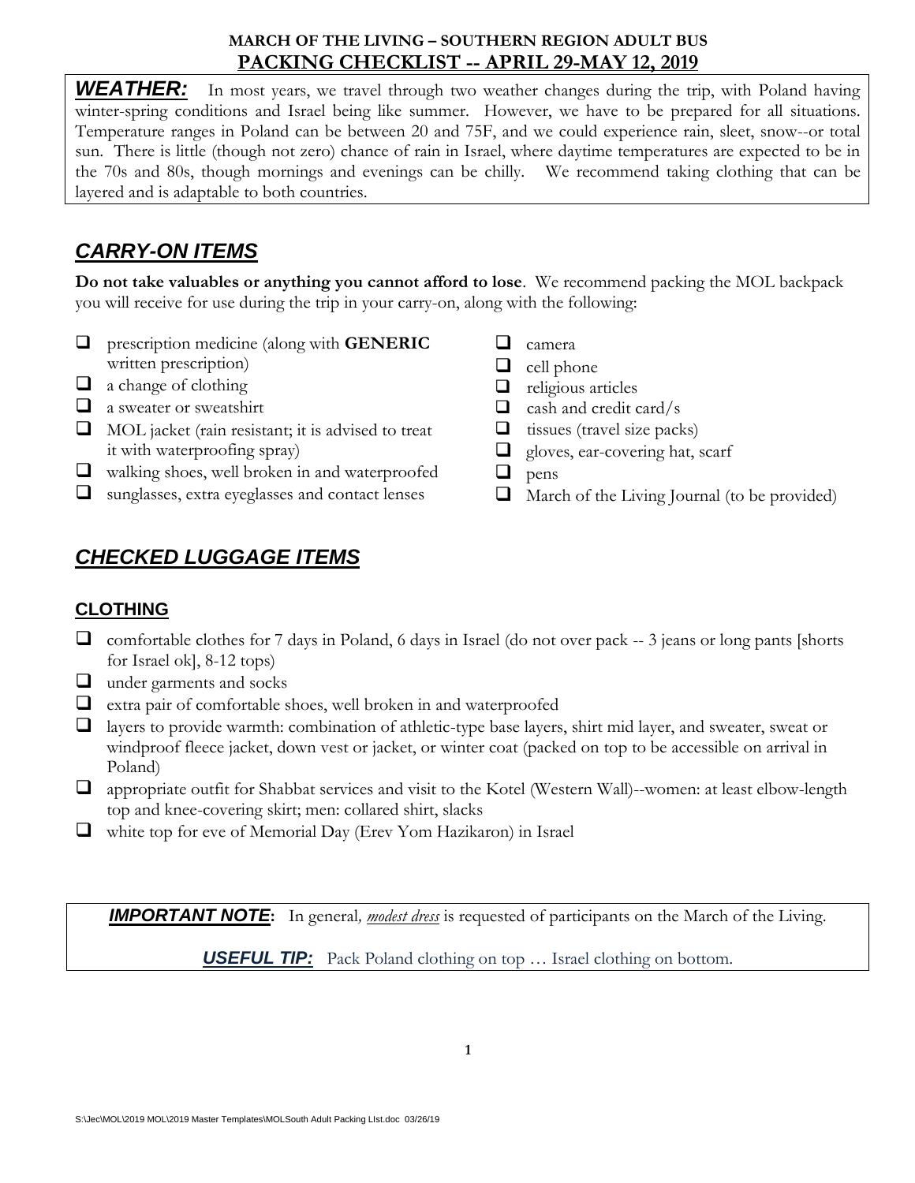**MARCH OF THE LIVING – SOUTHERN REGION ADULT BUS**

**PACKING CHECKLIST -- APRIL 29-MAY 12, 2019**

***WEATHER:*** In most years, we travel through two weather changes during the trip, with Poland having winter-spring conditions and Israel being like summer. However, we have to be prepared for all situations. Temperature ranges in Poland can be between 20 and 75F, and we could experience rain, sleet, snow--or total sun. There is little (though not zero) chance of rain in Israel, where daytime temperatures are expected to be in the 70s and 80s, though mornings and evenings can be chilly. We recommend taking clothing that can be layered and is adaptable to both countries.

## *CARRY-ON ITEMS*

**Do not take valuables or anything you cannot afford to lose**. We recommend packing the MOL backpack you will receive for use during the trip in your carry-on, along with the following:

- ❑ prescription medicine (along with **GENERIC** written prescription)
- ❑ a change of clothing
- ❑ a sweater or sweatshirt
- ❑ MOL jacket (rain resistant; it is advised to treat it with waterproofing spray)
- ❑ walking shoes, well broken in and waterproofed
- ❑ sunglasses, extra eyeglasses and contact lenses
- ❑ camera
- ❑ cell phone
- ❑ religious articles
- ❑ cash and credit card/s
- ❑ tissues (travel size packs)
- ❑ gloves, ear-covering hat, scarf
- ❑ pens
- ❑ March of the Living Journal (to be provided)

## *CHECKED LUGGAGE ITEMS*

### CLOTHING

- ❑ comfortable clothes for 7 days in Poland, 6 days in Israel (do not over pack -- 3 jeans or long pants [shorts for Israel ok], 8-12 tops)
- ❑ under garments and socks
- ❑ extra pair of comfortable shoes, well broken in and waterproofed
- ❑ layers to provide warmth: combination of athletic-type base layers, shirt mid layer, and sweater, sweat or windproof fleece jacket, down vest or jacket, or winter coat (packed on top to be accessible on arrival in Poland)
- ❑ appropriate outfit for Shabbat services and visit to the Kotel (Western Wall)--women: at least elbow-length top and knee-covering skirt; men: collared shirt, slacks
- ❑ white top for eve of Memorial Day (Erev Yom Hazikaron) in Israel

***IMPORTANT NOTE*****:** In general, *modest dress* is requested of participants on the March of the Living.

***USEFUL TIP:*** Pack Poland clothing on top … Israel clothing on bottom.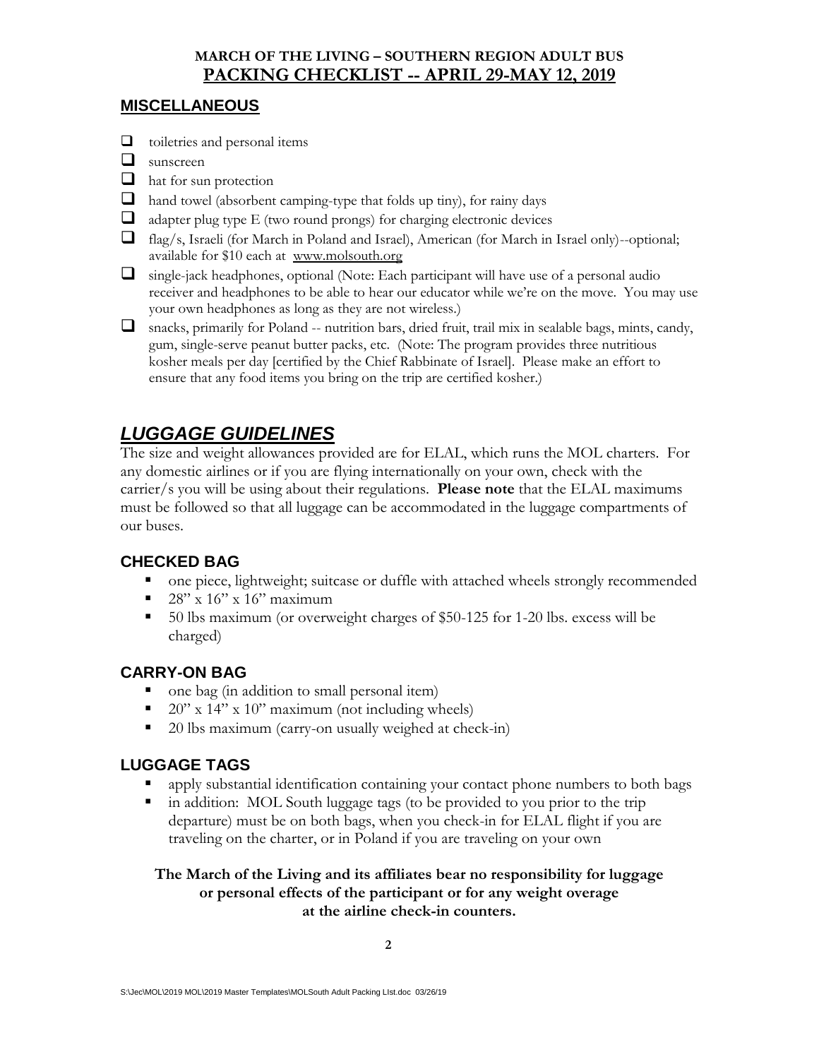**MARCH OF THE LIVING – SOUTHERN REGION ADULT BUS**
**PACKING CHECKLIST -- APRIL 29-MAY 12, 2019**

## MISCELLANEOUS

- ❑ toiletries and personal items
- ❑ sunscreen
- ❑ hat for sun protection
- ❑ hand towel (absorbent camping-type that folds up tiny), for rainy days
- ❑ adapter plug type E (two round prongs) for charging electronic devices
- ❑ flag/s, Israeli (for March in Poland and Israel), American (for March in Israel only)--optional; available for $10 each at www.molsouth.org
- ❑ single-jack headphones, optional (Note: Each participant will have use of a personal audio receiver and headphones to be able to hear our educator while we're on the move. You may use your own headphones as long as they are not wireless.)
- ❑ snacks, primarily for Poland -- nutrition bars, dried fruit, trail mix in sealable bags, mints, candy, gum, single-serve peanut butter packs, etc. (Note: The program provides three nutritious kosher meals per day [certified by the Chief Rabbinate of Israel]. Please make an effort to ensure that any food items you bring on the trip are certified kosher.)

# ***LUGGAGE GUIDELINES***

The size and weight allowances provided are for ELAL, which runs the MOL charters. For any domestic airlines or if you are flying internationally on your own, check with the carrier/s you will be using about their regulations. **Please note** that the ELAL maximums must be followed so that all luggage can be accommodated in the luggage compartments of our buses.

## CHECKED BAG

- one piece, lightweight; suitcase or duffle with attached wheels strongly recommended
- 28" x 16" x 16" maximum
- 50 lbs maximum (or overweight charges of $50-125 for 1-20 lbs. excess will be charged)

## CARRY-ON BAG

- one bag (in addition to small personal item)
- 20" x 14" x 10" maximum (not including wheels)
- 20 lbs maximum (carry-on usually weighed at check-in)

## LUGGAGE TAGS

- apply substantial identification containing your contact phone numbers to both bags
- in addition: MOL South luggage tags (to be provided to you prior to the trip departure) must be on both bags, when you check-in for ELAL flight if you are traveling on the charter, or in Poland if you are traveling on your own

**The March of the Living and its affiliates bear no responsibility for luggage or personal effects of the participant or for any weight overage at the airline check-in counters.**

S:\Jec\MOL\2019 MOL\2019 Master Templates\MOLSouth Adult Packing LIst.doc 03/26/19